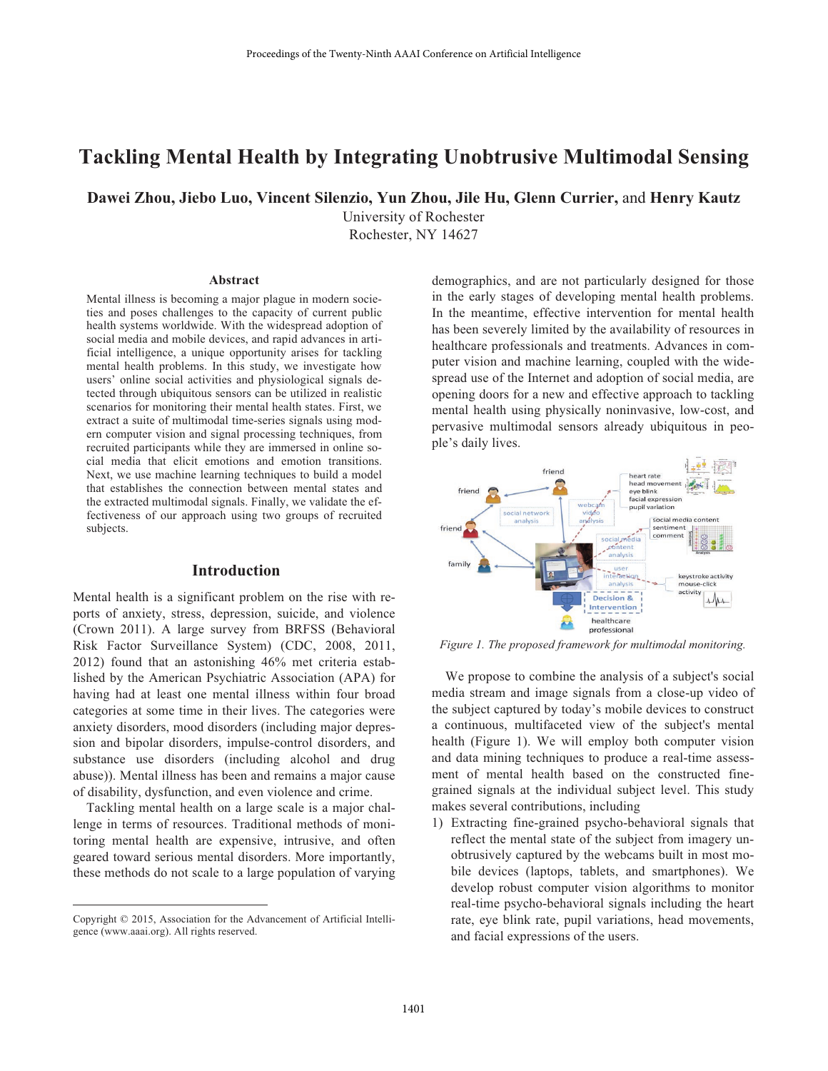# Tackling Mental Health by Integrating Unobtrusive Multimodal Sensing

**Dawei Zhou, Jiebo Luo, Vincent Silenzio, Yun Zhou, Jile Hu, Glenn Currier,** and **Henry Kautz**

University of Rochester
Rochester, NY 14627

### Abstract

Mental illness is becoming a major plague in modern societies and poses challenges to the capacity of current public health systems worldwide. With the widespread adoption of social media and mobile devices, and rapid advances in artificial intelligence, a unique opportunity arises for tackling mental health problems. In this study, we investigate how users' online social activities and physiological signals detected through ubiquitous sensors can be utilized in realistic scenarios for monitoring their mental health states. First, we extract a suite of multimodal time-series signals using modern computer vision and signal processing techniques, from recruited participants while they are immersed in online social media that elicit emotions and emotion transitions. Next, we use machine learning techniques to build a model that establishes the connection between mental states and the extracted multimodal signals. Finally, we validate the effectiveness of our approach using two groups of recruited subjects.

## Introduction

Mental health is a significant problem on the rise with reports of anxiety, stress, depression, suicide, and violence (Crown 2011). A large survey from BRFSS (Behavioral Risk Factor Surveillance System) (CDC, 2008, 2011, 2012) found that an astonishing 46% met criteria established by the American Psychiatric Association (APA) for having had at least one mental illness within four broad categories at some time in their lives. The categories were anxiety disorders, mood disorders (including major depression and bipolar disorders, impulse-control disorders, and substance use disorders (including alcohol and drug abuse)). Mental illness has been and remains a major cause of disability, dysfunction, and even violence and crime.

Tackling mental health on a large scale is a major challenge in terms of resources. Traditional methods of monitoring mental health are expensive, intrusive, and often geared toward serious mental disorders. More importantly, these methods do not scale to a large population of varying demographics, and are not particularly designed for those in the early stages of developing mental health problems. In the meantime, effective intervention for mental health has been severely limited by the availability of resources in healthcare professionals and treatments. Advances in computer vision and machine learning, coupled with the widespread use of the Internet and adoption of social media, are opening doors for a new and effective approach to tackling mental health using physically noninvasive, low-cost, and pervasive multimodal sensors already ubiquitous in people's daily lives.

*Figure 1. The proposed framework for multimodal monitoring.*

We propose to combine the analysis of a subject's social media stream and image signals from a close-up video of the subject captured by today's mobile devices to construct a continuous, multifaceted view of the subject's mental health (Figure 1). We will employ both computer vision and data mining techniques to produce a real-time assessment of mental health based on the constructed fine-grained signals at the individual subject level. This study makes several contributions, including

1) Extracting fine-grained psycho-behavioral signals that reflect the mental state of the subject from imagery unobtrusively captured by the webcams built in most mobile devices (laptops, tablets, and smartphones). We develop robust computer vision algorithms to monitor real-time psycho-behavioral signals including the heart rate, eye blink rate, pupil variations, head movements, and facial expressions of the users.

Copyright © 2015, Association for the Advancement of Artificial Intelligence (www.aaai.org). All rights reserved.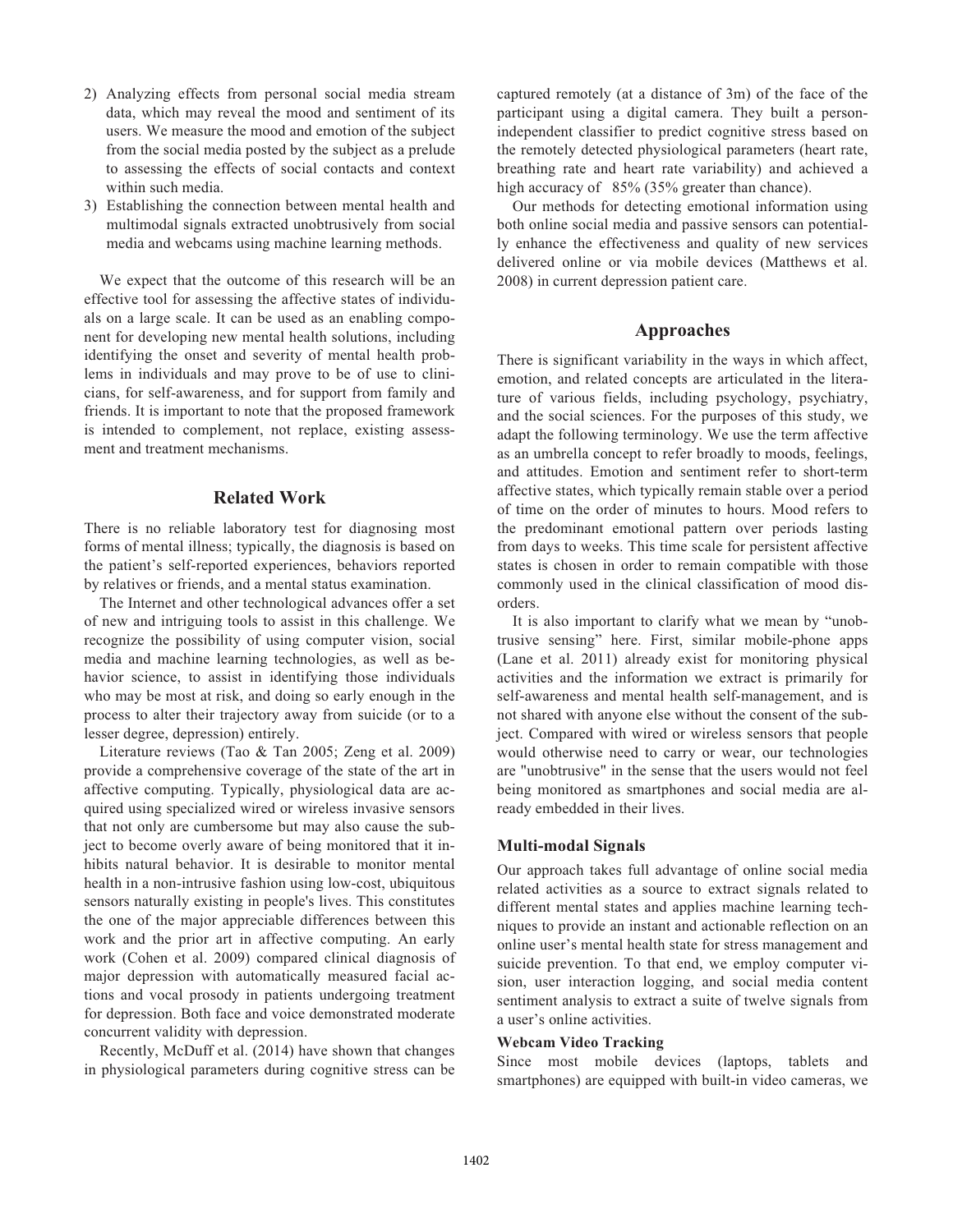2) Analyzing effects from personal social media stream data, which may reveal the mood and sentiment of its users. We measure the mood and emotion of the subject from the social media posted by the subject as a prelude to assessing the effects of social contacts and context within such media.
3) Establishing the connection between mental health and multimodal signals extracted unobtrusively from social media and webcams using machine learning methods.

We expect that the outcome of this research will be an effective tool for assessing the affective states of individuals on a large scale. It can be used as an enabling component for developing new mental health solutions, including identifying the onset and severity of mental health problems in individuals and may prove to be of use to clinicians, for self-awareness, and for support from family and friends. It is important to note that the proposed framework is intended to complement, not replace, existing assessment and treatment mechanisms.

## Related Work

There is no reliable laboratory test for diagnosing most forms of mental illness; typically, the diagnosis is based on the patient's self-reported experiences, behaviors reported by relatives or friends, and a mental status examination.

The Internet and other technological advances offer a set of new and intriguing tools to assist in this challenge. We recognize the possibility of using computer vision, social media and machine learning technologies, as well as behavior science, to assist in identifying those individuals who may be most at risk, and doing so early enough in the process to alter their trajectory away from suicide (or to a lesser degree, depression) entirely.

Literature reviews (Tao & Tan 2005; Zeng et al. 2009) provide a comprehensive coverage of the state of the art in affective computing. Typically, physiological data are acquired using specialized wired or wireless invasive sensors that not only are cumbersome but may also cause the subject to become overly aware of being monitored that it inhibits natural behavior. It is desirable to monitor mental health in a non-intrusive fashion using low-cost, ubiquitous sensors naturally existing in people's lives. This constitutes the one of the major appreciable differences between this work and the prior art in affective computing. An early work (Cohen et al. 2009) compared clinical diagnosis of major depression with automatically measured facial actions and vocal prosody in patients undergoing treatment for depression. Both face and voice demonstrated moderate concurrent validity with depression.

Recently, McDuff et al. (2014) have shown that changes in physiological parameters during cognitive stress can be captured remotely (at a distance of 3m) of the face of the participant using a digital camera. They built a person-independent classifier to predict cognitive stress based on the remotely detected physiological parameters (heart rate, breathing rate and heart rate variability) and achieved a high accuracy of 85% (35% greater than chance).

Our methods for detecting emotional information using both online social media and passive sensors can potentially enhance the effectiveness and quality of new services delivered online or via mobile devices (Matthews et al. 2008) in current depression patient care.

## Approaches

There is significant variability in the ways in which affect, emotion, and related concepts are articulated in the literature of various fields, including psychology, psychiatry, and the social sciences. For the purposes of this study, we adapt the following terminology. We use the term affective as an umbrella concept to refer broadly to moods, feelings, and attitudes. Emotion and sentiment refer to short-term affective states, which typically remain stable over a period of time on the order of minutes to hours. Mood refers to the predominant emotional pattern over periods lasting from days to weeks. This time scale for persistent affective states is chosen in order to remain compatible with those commonly used in the clinical classification of mood disorders.

It is also important to clarify what we mean by "unobtrusive sensing" here. First, similar mobile-phone apps (Lane et al. 2011) already exist for monitoring physical activities and the information we extract is primarily for self-awareness and mental health self-management, and is not shared with anyone else without the consent of the subject. Compared with wired or wireless sensors that people would otherwise need to carry or wear, our technologies are "unobtrusive" in the sense that the users would not feel being monitored as smartphones and social media are already embedded in their lives.

### Multi-modal Signals

Our approach takes full advantage of online social media related activities as a source to extract signals related to different mental states and applies machine learning techniques to provide an instant and actionable reflection on an online user's mental health state for stress management and suicide prevention. To that end, we employ computer vision, user interaction logging, and social media content sentiment analysis to extract a suite of twelve signals from a user's online activities.

#### Webcam Video Tracking

Since most mobile devices (laptops, tablets and smartphones) are equipped with built-in video cameras, we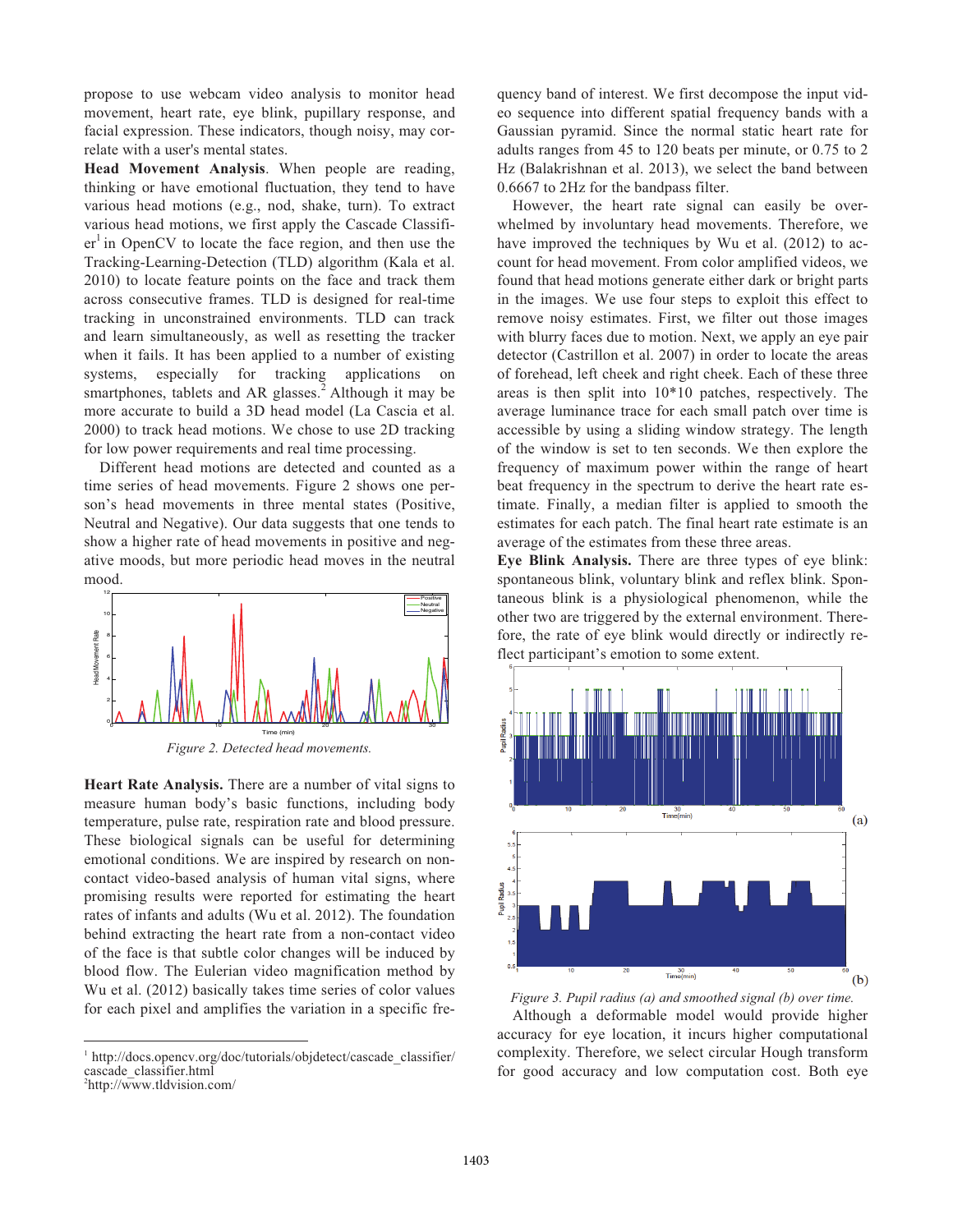propose to use webcam video analysis to monitor head movement, heart rate, eye blink, pupillary response, and facial expression. These indicators, though noisy, may correlate with a user's mental states.

**Head Movement Analysis**. When people are reading, thinking or have emotional fluctuation, they tend to have various head motions (e.g., nod, shake, turn). To extract various head motions, we first apply the Cascade Classifier[1] in OpenCV to locate the face region, and then use the Tracking-Learning-Detection (TLD) algorithm (Kala et al. 2010) to locate feature points on the face and track them across consecutive frames. TLD is designed for real-time tracking in unconstrained environments. TLD can track and learn simultaneously, as well as resetting the tracker when it fails. It has been applied to a number of existing systems, especially for tracking applications on smartphones, tablets and AR glasses.[2] Although it may be more accurate to build a 3D head model (La Cascia et al. 2000) to track head motions. We chose to use 2D tracking for low power requirements and real time processing.

Different head motions are detected and counted as a time series of head movements. Figure 2 shows one person's head movements in three mental states (Positive, Neutral and Negative). Our data suggests that one tends to show a higher rate of head movements in positive and negative moods, but more periodic head moves in the neutral mood.

*Figure 2. Detected head movements.*

**Heart Rate Analysis.** There are a number of vital signs to measure human body's basic functions, including body temperature, pulse rate, respiration rate and blood pressure. These biological signals can be useful for determining emotional conditions. We are inspired by research on non-contact video-based analysis of human vital signs, where promising results were reported for estimating the heart rates of infants and adults (Wu et al. 2012). The foundation behind extracting the heart rate from a non-contact video of the face is that subtle color changes will be induced by blood flow. The Eulerian video magnification method by Wu et al. (2012) basically takes time series of color values for each pixel and amplifies the variation in a specific frequency band of interest. We first decompose the input video sequence into different spatial frequency bands with a Gaussian pyramid. Since the normal static heart rate for adults ranges from 45 to 120 beats per minute, or 0.75 to 2 Hz (Balakrishnan et al. 2013), we select the band between 0.6667 to 2Hz for the bandpass filter.

However, the heart rate signal can easily be overwhelmed by involuntary head movements. Therefore, we have improved the techniques by Wu et al. (2012) to account for head movement. From color amplified videos, we found that head motions generate either dark or bright parts in the images. We use four steps to exploit this effect to remove noisy estimates. First, we filter out those images with blurry faces due to motion. Next, we apply an eye pair detector (Castrillon et al. 2007) in order to locate the areas of forehead, left cheek and right cheek. Each of these three areas is then split into 10*10 patches, respectively. The average luminance trace for each small patch over time is accessible by using a sliding window strategy. The length of the window is set to ten seconds. We then explore the frequency of maximum power within the range of heart beat frequency in the spectrum to derive the heart rate estimate. Finally, a median filter is applied to smooth the estimates for each patch. The final heart rate estimate is an average of the estimates from these three areas.

**Eye Blink Analysis.** There are three types of eye blink: spontaneous blink, voluntary blink and reflex blink. Spontaneous blink is a physiological phenomenon, while the other two are triggered by the external environment. Therefore, the rate of eye blink would directly or indirectly reflect participant's emotion to some extent.

*Figure 3. Pupil radius (a) and smoothed signal (b) over time.*

Although a deformable model would provide higher accuracy for eye location, it incurs higher computational complexity. Therefore, we select circular Hough transform for good accuracy and low computation cost. Both eye

---

[1] http://docs.opencv.org/doc/tutorials/objdetect/cascade_classifier/cascade_classifier.html

[2] http://www.tldvision.com/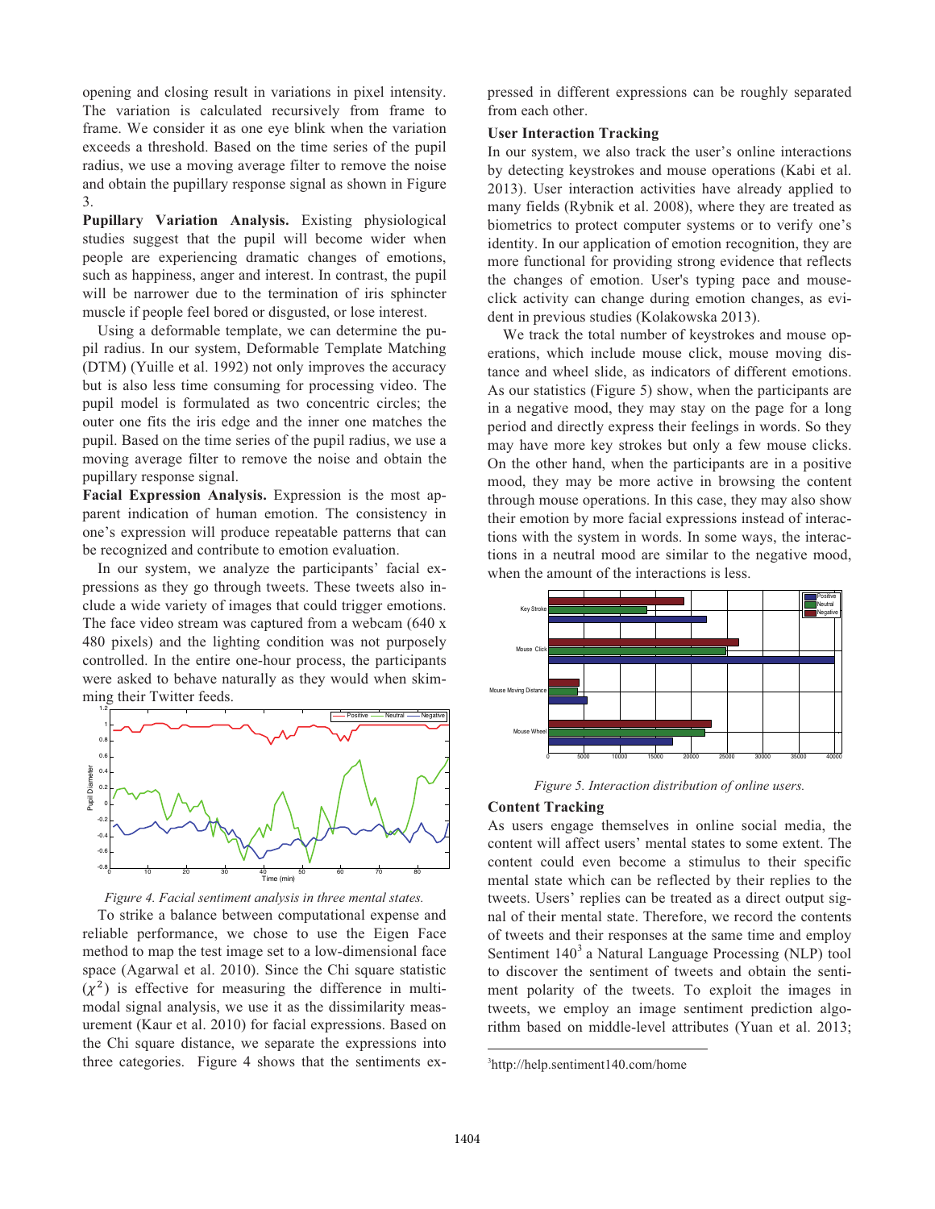opening and closing result in variations in pixel intensity. The variation is calculated recursively from frame to frame. We consider it as one eye blink when the variation exceeds a threshold. Based on the time series of the pupil radius, we use a moving average filter to remove the noise and obtain the pupillary response signal as shown in Figure 3.

**Pupillary Variation Analysis.** Existing physiological studies suggest that the pupil will become wider when people are experiencing dramatic changes of emotions, such as happiness, anger and interest. In contrast, the pupil will be narrower due to the termination of iris sphincter muscle if people feel bored or disgusted, or lose interest.

Using a deformable template, we can determine the pupil radius. In our system, Deformable Template Matching (DTM) (Yuille et al. 1992) not only improves the accuracy but is also less time consuming for processing video. The pupil model is formulated as two concentric circles; the outer one fits the iris edge and the inner one matches the pupil. Based on the time series of the pupil radius, we use a moving average filter to remove the noise and obtain the pupillary response signal.

**Facial Expression Analysis.** Expression is the most apparent indication of human emotion. The consistency in one's expression will produce repeatable patterns that can be recognized and contribute to emotion evaluation.

In our system, we analyze the participants' facial expressions as they go through tweets. These tweets also include a wide variety of images that could trigger emotions. The face video stream was captured from a webcam (640 x 480 pixels) and the lighting condition was not purposely controlled. In the entire one-hour process, the participants were asked to behave naturally as they would when skimming their Twitter feeds.

*Figure 4. Facial sentiment analysis in three mental states.*

To strike a balance between computational expense and reliable performance, we chose to use the Eigen Face method to map the test image set to a low-dimensional face space (Agarwal et al. 2010). Since the Chi square statistic ($\chi^2$) is effective for measuring the difference in multimodal signal analysis, we use it as the dissimilarity measurement (Kaur et al. 2010) for facial expressions. Based on the Chi square distance, we separate the expressions into three categories. Figure 4 shows that the sentiments expressed in different expressions can be roughly separated from each other.

### User Interaction Tracking

In our system, we also track the user's online interactions by detecting keystrokes and mouse operations (Kabi et al. 2013). User interaction activities have already applied to many fields (Rybnik et al. 2008), where they are treated as biometrics to protect computer systems or to verify one's identity. In our application of emotion recognition, they are more functional for providing strong evidence that reflects the changes of emotion. User's typing pace and mouse-click activity can change during emotion changes, as evident in previous studies (Kolakowska 2013).

We track the total number of keystrokes and mouse operations, which include mouse click, mouse moving distance and wheel slide, as indicators of different emotions. As our statistics (Figure 5) show, when the participants are in a negative mood, they may stay on the page for a long period and directly express their feelings in words. So they may have more key strokes but only a few mouse clicks. On the other hand, when the participants are in a positive mood, they may be more active in browsing the content through mouse operations. In this case, they may also show their emotion by more facial expressions instead of interactions with the system in words. In some ways, the interactions in a neutral mood are similar to the negative mood, when the amount of the interactions is less.

*Figure 5. Interaction distribution of online users.*

### Content Tracking

As users engage themselves in online social media, the content will affect users' mental states to some extent. The content could even become a stimulus to their specific mental state which can be reflected by their replies to the tweets. Users' replies can be treated as a direct output signal of their mental state. Therefore, we record the contents of tweets and their responses at the same time and employ Sentiment 140[3] a Natural Language Processing (NLP) tool to discover the sentiment of tweets and obtain the sentiment polarity of the tweets. To exploit the images in tweets, we employ an image sentiment prediction algorithm based on middle-level attributes (Yuan et al. 2013;

[3]http://help.sentiment140.com/home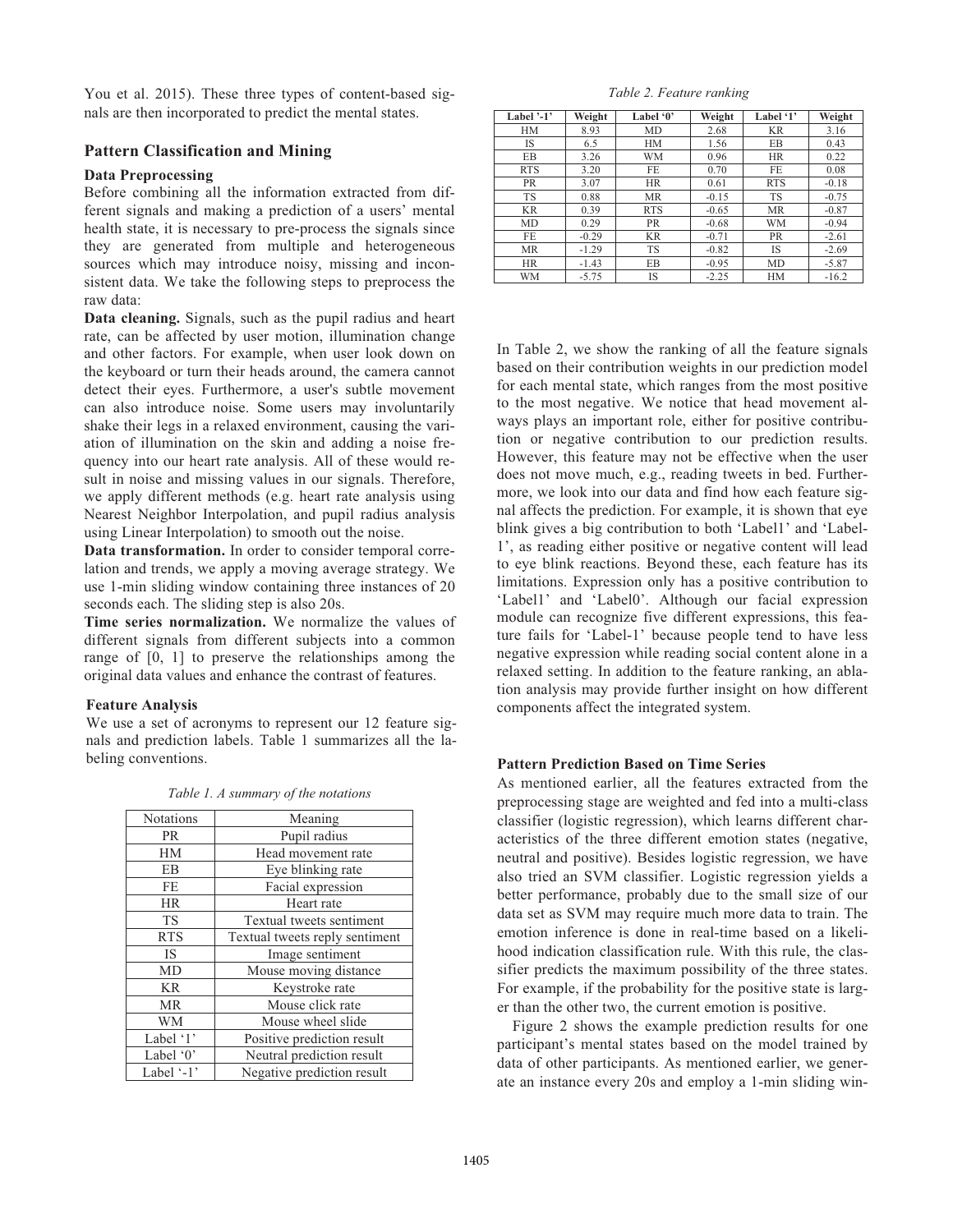You et al. 2015). These three types of content-based signals are then incorporated to predict the mental states.

## Pattern Classification and Mining

### Data Preprocessing

Before combining all the information extracted from different signals and making a prediction of a users' mental health state, it is necessary to pre-process the signals since they are generated from multiple and heterogeneous sources which may introduce noisy, missing and inconsistent data. We take the following steps to preprocess the raw data:

**Data cleaning.** Signals, such as the pupil radius and heart rate, can be affected by user motion, illumination change and other factors. For example, when user look down on the keyboard or turn their heads around, the camera cannot detect their eyes. Furthermore, a user's subtle movement can also introduce noise. Some users may involuntarily shake their legs in a relaxed environment, causing the variation of illumination on the skin and adding a noise frequency into our heart rate analysis. All of these would result in noise and missing values in our signals. Therefore, we apply different methods (e.g. heart rate analysis using Nearest Neighbor Interpolation, and pupil radius analysis using Linear Interpolation) to smooth out the noise.

**Data transformation.** In order to consider temporal correlation and trends, we apply a moving average strategy. We use 1-min sliding window containing three instances of 20 seconds each. The sliding step is also 20s.

**Time series normalization.** We normalize the values of different signals from different subjects into a common range of [0, 1] to preserve the relationships among the original data values and enhance the contrast of features.

### Feature Analysis

We use a set of acronyms to represent our 12 feature signals and prediction labels. Table 1 summarizes all the labeling conventions.

*Table 1. A summary of the notations*

| Notations | Meaning |
|---|---|
| PR | Pupil radius |
| HM | Head movement rate |
| EB | Eye blinking rate |
| FE | Facial expression |
| HR | Heart rate |
| TS | Textual tweets sentiment |
| RTS | Textual tweets reply sentiment |
| IS | Image sentiment |
| MD | Mouse moving distance |
| KR | Keystroke rate |
| MR | Mouse click rate |
| WM | Mouse wheel slide |
| Label '1' | Positive prediction result |
| Label '0' | Neutral prediction result |
| Label '-1' | Negative prediction result |

*Table 2. Feature ranking*

| Label '-1' | Weight | Label '0' | Weight | Label '1' | Weight |
|---|---|---|---|---|---|
| HM | 8.93 | MD | 2.68 | KR | 3.16 |
| IS | 6.5 | HM | 1.56 | EB | 0.43 |
| EB | 3.26 | WM | 0.96 | HR | 0.22 |
| RTS | 3.20 | FE | 0.70 | FE | 0.08 |
| PR | 3.07 | HR | 0.61 | RTS | -0.18 |
| TS | 0.88 | MR | -0.15 | TS | -0.75 |
| KR | 0.39 | RTS | -0.65 | MR | -0.87 |
| MD | 0.29 | PR | -0.68 | WM | -0.94 |
| FE | -0.29 | KR | -0.71 | PR | -2.61 |
| MR | -1.29 | TS | -0.82 | IS | -2.69 |
| HR | -1.43 | EB | -0.95 | MD | -5.87 |
| WM | -5.75 | IS | -2.25 | HM | -16.2 |

In Table 2, we show the ranking of all the feature signals based on their contribution weights in our prediction model for each mental state, which ranges from the most positive to the most negative. We notice that head movement always plays an important role, either for positive contribution or negative contribution to our prediction results. However, this feature may not be effective when the user does not move much, e.g., reading tweets in bed. Furthermore, we look into our data and find how each feature signal affects the prediction. For example, it is shown that eye blink gives a big contribution to both 'Label1' and 'Label-1', as reading either positive or negative content will lead to eye blink reactions. Beyond these, each feature has its limitations. Expression only has a positive contribution to 'Label1' and 'Label0'. Although our facial expression module can recognize five different expressions, this feature fails for 'Label-1' because people tend to have less negative expression while reading social content alone in a relaxed setting. In addition to the feature ranking, an ablation analysis may provide further insight on how different components affect the integrated system.

### Pattern Prediction Based on Time Series

As mentioned earlier, all the features extracted from the preprocessing stage are weighted and fed into a multi-class classifier (logistic regression), which learns different characteristics of the three different emotion states (negative, neutral and positive). Besides logistic regression, we have also tried an SVM classifier. Logistic regression yields a better performance, probably due to the small size of our data set as SVM may require much more data to train. The emotion inference is done in real-time based on a likelihood indication classification rule. With this rule, the classifier predicts the maximum possibility of the three states. For example, if the probability for the positive state is larger than the other two, the current emotion is positive.

Figure 2 shows the example prediction results for one participant's mental states based on the model trained by data of other participants. As mentioned earlier, we generate an instance every 20s and employ a 1-min sliding win-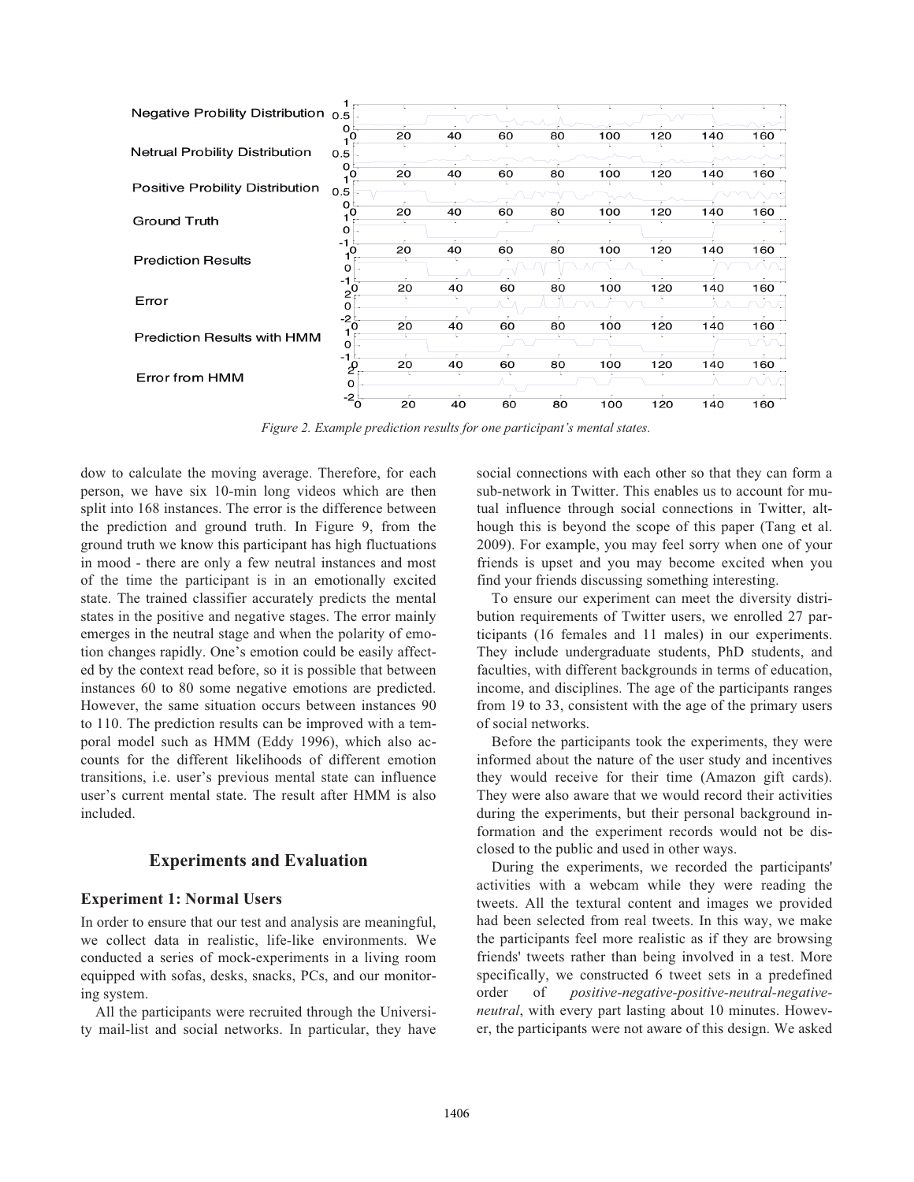*Figure 2. Example prediction results for one participant's mental states.*

dow to calculate the moving average. Therefore, for each person, we have six 10-min long videos which are then split into 168 instances. The error is the difference between the prediction and ground truth. In Figure 9, from the ground truth we know this participant has high fluctuations in mood - there are only a few neutral instances and most of the time the participant is in an emotionally excited state. The trained classifier accurately predicts the mental states in the positive and negative stages. The error mainly emerges in the neutral stage and when the polarity of emotion changes rapidly. One's emotion could be easily affected by the context read before, so it is possible that between instances 60 to 80 some negative emotions are predicted. However, the same situation occurs between instances 90 to 110. The prediction results can be improved with a temporal model such as HMM (Eddy 1996), which also accounts for the different likelihoods of different emotion transitions, i.e. user's previous mental state can influence user's current mental state. The result after HMM is also included.

## Experiments and Evaluation

### Experiment 1: Normal Users

In order to ensure that our test and analysis are meaningful, we collect data in realistic, life-like environments. We conducted a series of mock-experiments in a living room equipped with sofas, desks, snacks, PCs, and our monitoring system.

All the participants were recruited through the University mail-list and social networks. In particular, they have social connections with each other so that they can form a sub-network in Twitter. This enables us to account for mutual influence through social connections in Twitter, although this is beyond the scope of this paper (Tang et al. 2009). For example, you may feel sorry when one of your friends is upset and you may become excited when you find your friends discussing something interesting.

To ensure our experiment can meet the diversity distribution requirements of Twitter users, we enrolled 27 participants (16 females and 11 males) in our experiments. They include undergraduate students, PhD students, and faculties, with different backgrounds in terms of education, income, and disciplines. The age of the participants ranges from 19 to 33, consistent with the age of the primary users of social networks.

Before the participants took the experiments, they were informed about the nature of the user study and incentives they would receive for their time (Amazon gift cards). They were also aware that we would record their activities during the experiments, but their personal background information and the experiment records would not be disclosed to the public and used in other ways.

During the experiments, we recorded the participants' activities with a webcam while they were reading the tweets. All the textural content and images we provided had been selected from real tweets. In this way, we make the participants feel more realistic as if they are browsing friends' tweets rather than being involved in a test. More specifically, we constructed 6 tweet sets in a predefined order of *positive-negative-positive-neutral-negative-neutral*, with every part lasting about 10 minutes. However, the participants were not aware of this design. We asked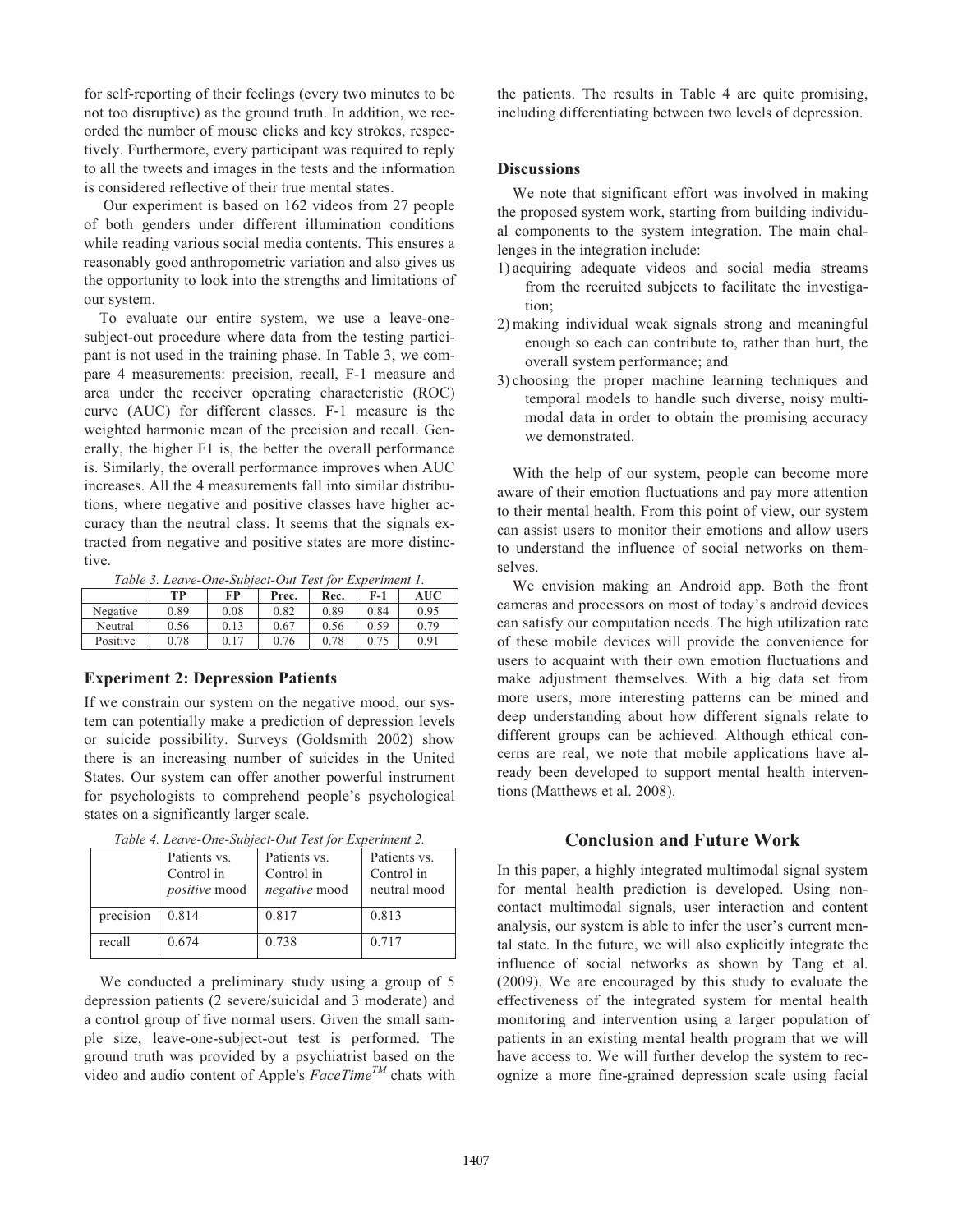for self-reporting of their feelings (every two minutes to be not too disruptive) as the ground truth. In addition, we recorded the number of mouse clicks and key strokes, respectively. Furthermore, every participant was required to reply to all the tweets and images in the tests and the information is considered reflective of their true mental states.

Our experiment is based on 162 videos from 27 people of both genders under different illumination conditions while reading various social media contents. This ensures a reasonably good anthropometric variation and also gives us the opportunity to look into the strengths and limitations of our system.

To evaluate our entire system, we use a leave-one-subject-out procedure where data from the testing participant is not used in the training phase. In Table 3, we compare 4 measurements: precision, recall, F-1 measure and area under the receiver operating characteristic (ROC) curve (AUC) for different classes. F-1 measure is the weighted harmonic mean of the precision and recall. Generally, the higher F1 is, the better the overall performance is. Similarly, the overall performance improves when AUC increases. All the 4 measurements fall into similar distributions, where negative and positive classes have higher accuracy than the neutral class. It seems that the signals extracted from negative and positive states are more distinctive.

*Table 3. Leave-One-Subject-Out Test for Experiment 1.*

| | TP | FP | Prec. | Rec. | F-1 | AUC |
|---|---|---|---|---|---|---|
| Negative | 0.89 | 0.08 | 0.82 | 0.89 | 0.84 | 0.95 |
| Neutral | 0.56 | 0.13 | 0.67 | 0.56 | 0.59 | 0.79 |
| Positive | 0.78 | 0.17 | 0.76 | 0.78 | 0.75 | 0.91 |

### Experiment 2: Depression Patients

If we constrain our system on the negative mood, our system can potentially make a prediction of depression levels or suicide possibility. Surveys (Goldsmith 2002) show there is an increasing number of suicides in the United States. Our system can offer another powerful instrument for psychologists to comprehend people's psychological states on a significantly larger scale.

*Table 4. Leave-One-Subject-Out Test for Experiment 2.*

| | Patients vs. Control in *positive* mood | Patients vs. Control in *negative* mood | Patients vs. Control in neutral mood |
|---|---|---|---|
| precision | 0.814 | 0.817 | 0.813 |
| recall | 0.674 | 0.738 | 0.717 |

We conducted a preliminary study using a group of 5 depression patients (2 severe/suicidal and 3 moderate) and a control group of five normal users. Given the small sample size, leave-one-subject-out test is performed. The ground truth was provided by a psychiatrist based on the video and audio content of Apple's *FaceTime*™ chats with the patients. The results in Table 4 are quite promising, including differentiating between two levels of depression.

### Discussions

We note that significant effort was involved in making the proposed system work, starting from building individual components to the system integration. The main challenges in the integration include:

1) acquiring adequate videos and social media streams from the recruited subjects to facilitate the investigation;
2) making individual weak signals strong and meaningful enough so each can contribute to, rather than hurt, the overall system performance; and
3) choosing the proper machine learning techniques and temporal models to handle such diverse, noisy multimodal data in order to obtain the promising accuracy we demonstrated.

With the help of our system, people can become more aware of their emotion fluctuations and pay more attention to their mental health. From this point of view, our system can assist users to monitor their emotions and allow users to understand the influence of social networks on themselves.

We envision making an Android app. Both the front cameras and processors on most of today's android devices can satisfy our computation needs. The high utilization rate of these mobile devices will provide the convenience for users to acquaint with their own emotion fluctuations and make adjustment themselves. With a big data set from more users, more interesting patterns can be mined and deep understanding about how different signals relate to different groups can be achieved. Although ethical concerns are real, we note that mobile applications have already been developed to support mental health interventions (Matthews et al. 2008).

## Conclusion and Future Work

In this paper, a highly integrated multimodal signal system for mental health prediction is developed. Using non-contact multimodal signals, user interaction and content analysis, our system is able to infer the user's current mental state. In the future, we will also explicitly integrate the influence of social networks as shown by Tang et al. (2009). We are encouraged by this study to evaluate the effectiveness of the integrated system for mental health monitoring and intervention using a larger population of patients in an existing mental health program that we will have access to. We will further develop the system to recognize a more fine-grained depression scale using facial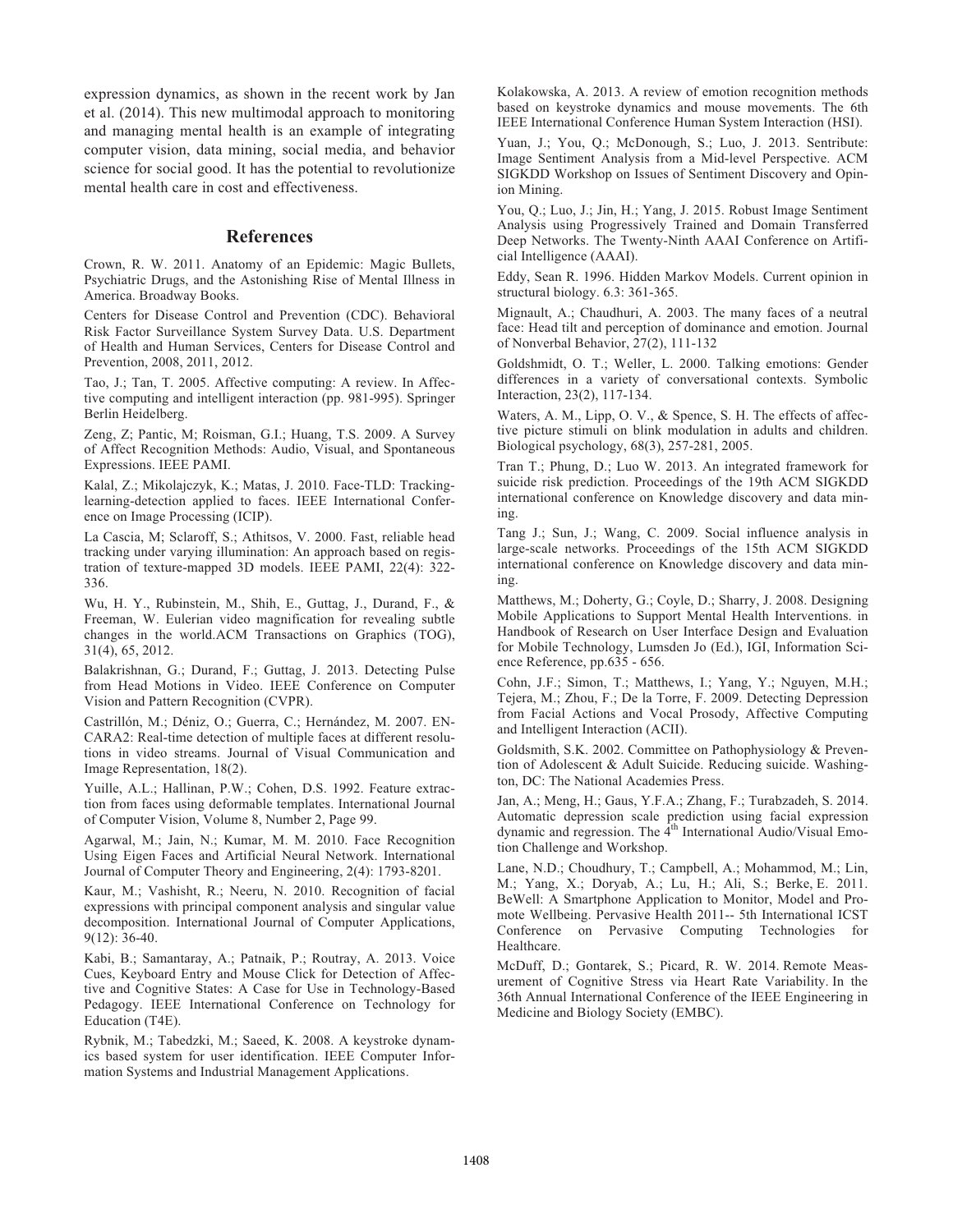expression dynamics, as shown in the recent work by Jan et al. (2014). This new multimodal approach to monitoring and managing mental health is an example of integrating computer vision, data mining, social media, and behavior science for social good. It has the potential to revolutionize mental health care in cost and effectiveness.

## References

Crown, R. W. 2011. Anatomy of an Epidemic: Magic Bullets, Psychiatric Drugs, and the Astonishing Rise of Mental Illness in America. Broadway Books.

Centers for Disease Control and Prevention (CDC). Behavioral Risk Factor Surveillance System Survey Data. U.S. Department of Health and Human Services, Centers for Disease Control and Prevention, 2008, 2011, 2012.

Tao, J.; Tan, T. 2005. Affective computing: A review. In Affective computing and intelligent interaction (pp. 981-995). Springer Berlin Heidelberg.

Zeng, Z; Pantic, M; Roisman, G.I.; Huang, T.S. 2009. A Survey of Affect Recognition Methods: Audio, Visual, and Spontaneous Expressions. IEEE PAMI.

Kalal, Z.; Mikolajczyk, K.; Matas, J. 2010. Face-TLD: Tracking-learning-detection applied to faces. IEEE International Conference on Image Processing (ICIP).

La Cascia, M; Sclaroff, S.; Athitsos, V. 2000. Fast, reliable head tracking under varying illumination: An approach based on registration of texture-mapped 3D models. IEEE PAMI, 22(4): 322-336.

Wu, H. Y., Rubinstein, M., Shih, E., Guttag, J., Durand, F., & Freeman, W. Eulerian video magnification for revealing subtle changes in the world.ACM Transactions on Graphics (TOG), 31(4), 65, 2012.

Balakrishnan, G.; Durand, F.; Guttag, J. 2013. Detecting Pulse from Head Motions in Video. IEEE Conference on Computer Vision and Pattern Recognition (CVPR).

Castrillón, M.; Déniz, O.; Guerra, C.; Hernández, M. 2007. ENCARA2: Real-time detection of multiple faces at different resolutions in video streams. Journal of Visual Communication and Image Representation, 18(2).

Yuille, A.L.; Hallinan, P.W.; Cohen, D.S. 1992. Feature extraction from faces using deformable templates. International Journal of Computer Vision, Volume 8, Number 2, Page 99.

Agarwal, M.; Jain, N.; Kumar, M. M. 2010. Face Recognition Using Eigen Faces and Artificial Neural Network. International Journal of Computer Theory and Engineering, 2(4): 1793-8201.

Kaur, M.; Vashisht, R.; Neeru, N. 2010. Recognition of facial expressions with principal component analysis and singular value decomposition. International Journal of Computer Applications, 9(12): 36-40.

Kabi, B.; Samantaray, A.; Patnaik, P.; Routray, A. 2013. Voice Cues, Keyboard Entry and Mouse Click for Detection of Affective and Cognitive States: A Case for Use in Technology-Based Pedagogy. IEEE International Conference on Technology for Education (T4E).

Rybnik, M.; Tabedzki, M.; Saeed, K. 2008. A keystroke dynamics based system for user identification. IEEE Computer Information Systems and Industrial Management Applications.

Kolakowska, A. 2013. A review of emotion recognition methods based on keystroke dynamics and mouse movements. The 6th IEEE International Conference Human System Interaction (HSI).

Yuan, J.; You, Q.; McDonough, S.; Luo, J. 2013. Sentribute: Image Sentiment Analysis from a Mid-level Perspective. ACM SIGKDD Workshop on Issues of Sentiment Discovery and Opinion Mining.

You, Q.; Luo, J.; Jin, H.; Yang, J. 2015. Robust Image Sentiment Analysis using Progressively Trained and Domain Transferred Deep Networks. The Twenty-Ninth AAAI Conference on Artificial Intelligence (AAAI).

Eddy, Sean R. 1996. Hidden Markov Models. Current opinion in structural biology. 6.3: 361-365.

Mignault, A.; Chaudhuri, A. 2003. The many faces of a neutral face: Head tilt and perception of dominance and emotion. Journal of Nonverbal Behavior, 27(2), 111-132

Goldshmidt, O. T.; Weller, L. 2000. Talking emotions: Gender differences in a variety of conversational contexts. Symbolic Interaction, 23(2), 117-134.

Waters, A. M., Lipp, O. V., & Spence, S. H. The effects of affective picture stimuli on blink modulation in adults and children. Biological psychology, 68(3), 257-281, 2005.

Tran T.; Phung, D.; Luo W. 2013. An integrated framework for suicide risk prediction. Proceedings of the 19th ACM SIGKDD international conference on Knowledge discovery and data mining.

Tang J.; Sun, J.; Wang, C. 2009. Social influence analysis in large-scale networks. Proceedings of the 15th ACM SIGKDD international conference on Knowledge discovery and data mining.

Matthews, M.; Doherty, G.; Coyle, D.; Sharry, J. 2008. Designing Mobile Applications to Support Mental Health Interventions. in Handbook of Research on User Interface Design and Evaluation for Mobile Technology, Lumsden Jo (Ed.), IGI, Information Science Reference, pp.635 - 656.

Cohn, J.F.; Simon, T.; Matthews, I.; Yang, Y.; Nguyen, M.H.; Tejera, M.; Zhou, F.; De la Torre, F. 2009. Detecting Depression from Facial Actions and Vocal Prosody, Affective Computing and Intelligent Interaction (ACII).

Goldsmith, S.K. 2002. Committee on Pathophysiology & Prevention of Adolescent & Adult Suicide. Reducing suicide. Washington, DC: The National Academies Press.

Jan, A.; Meng, H.; Gaus, Y.F.A.; Zhang, F.; Turabzadeh, S. 2014. Automatic depression scale prediction using facial expression dynamic and regression. The 4th International Audio/Visual Emotion Challenge and Workshop.

Lane, N.D.; Choudhury, T.; Campbell, A.; Mohammod, M.; Lin, M.; Yang, X.; Doryab, A.; Lu, H.; Ali, S.; Berke, E. 2011. BeWell: A Smartphone Application to Monitor, Model and Promote Wellbeing. Pervasive Health 2011-- 5th International ICST Conference on Pervasive Computing Technologies for Healthcare.

McDuff, D.; Gontarek, S.; Picard, R. W. 2014. Remote Measurement of Cognitive Stress via Heart Rate Variability. In the 36th Annual International Conference of the IEEE Engineering in Medicine and Biology Society (EMBC).